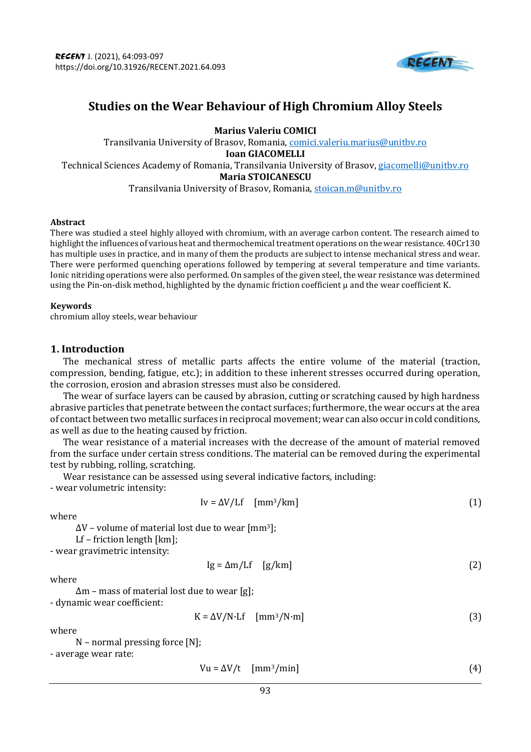# Studies on the Wear Behaviour of High Chromium Alloy Steels

**Marius Valeriu COMICI**
Transilvania University of Brasov, Romania, comici.valeriu.marius@unitbv.ro
**Ioan GIACOMELLI**
Technical Sciences Academy of Romania, Transilvania University of Brasov, giacomelli@unitbv.ro
**Maria STOICANESCU**
Transilvania University of Brasov, Romania, stoican.m@unitbv.ro

### Abstract

There was studied a steel highly alloyed with chromium, with an average carbon content. The research aimed to highlight the influences of various heat and thermochemical treatment operations on the wear resistance. 40Cr130 has multiple uses in practice, and in many of them the products are subject to intense mechanical stress and wear. There were performed quenching operations followed by tempering at several temperature and time variants. Ionic nitriding operations were also performed. On samples of the given steel, the wear resistance was determined using the Pin-on-disk method, highlighted by the dynamic friction coefficient μ and the wear coefficient K.

### Keywords

chromium alloy steels, wear behaviour

## 1. Introduction

The mechanical stress of metallic parts affects the entire volume of the material (traction, compression, bending, fatigue, etc.); in addition to these inherent stresses occurred during operation, the corrosion, erosion and abrasion stresses must also be considered.

The wear of surface layers can be caused by abrasion, cutting or scratching caused by high hardness abrasive particles that penetrate between the contact surfaces; furthermore, the wear occurs at the area of contact between two metallic surfaces in reciprocal movement; wear can also occur in cold conditions, as well as due to the heating caused by friction.

The wear resistance of a material increases with the decrease of the amount of material removed from the surface under certain stress conditions. The material can be removed during the experimental test by rubbing, rolling, scratching.

Wear resistance can be assessed using several indicative factors, including:

- wear volumetric intensity:

$$I_v = \Delta V / L_f \quad [\text{mm}^3/\text{km}] \tag{1}$$

where

$\Delta V$ – volume of material lost due to wear [$\text{mm}^3$];

$L_f$ – friction length [km];

- wear gravimetric intensity:

$$I_g = \Delta m / L_f \quad [\text{g/km}] \tag{2}$$

where

$\Delta m$ – mass of material lost due to wear [g];

- dynamic wear coefficient:

$$K = \Delta V / N \cdot L_f \quad [\text{mm}^3/\text{N}\cdot\text{m}] \tag{3}$$

where

N – normal pressing force [N];

- average wear rate:

$$V_u = \Delta V / t \quad [\text{mm}^3/\text{min}] \tag{4}$$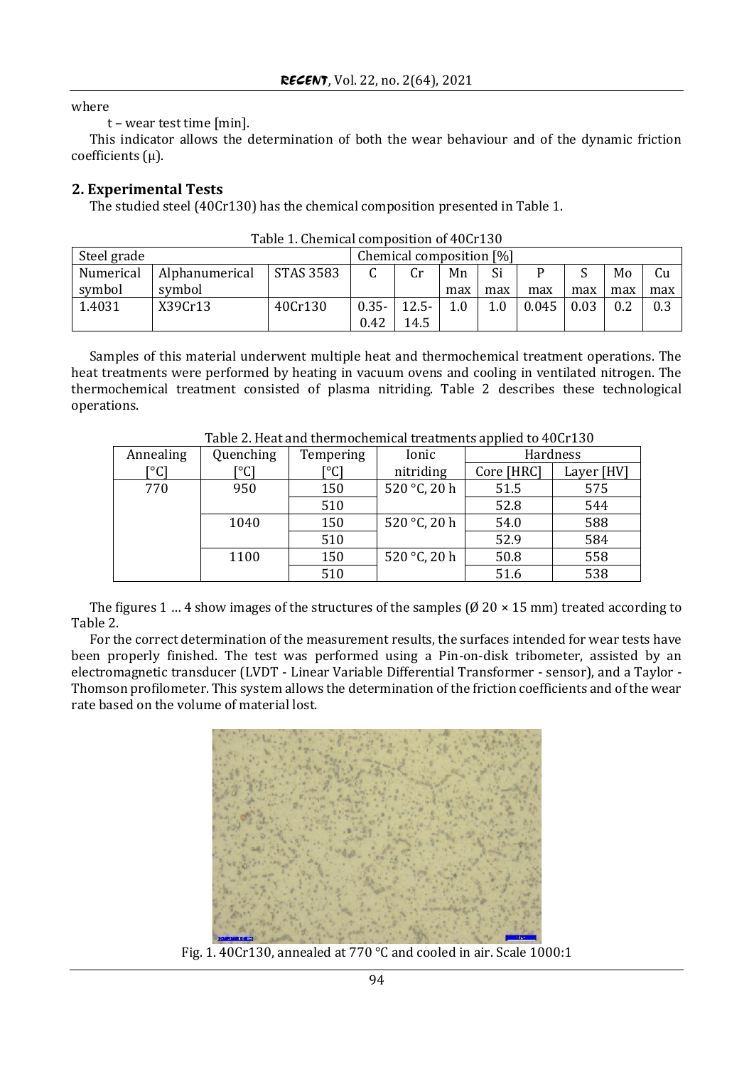where

t – wear test time [min].

This indicator allows the determination of both the wear behaviour and of the dynamic friction coefficients (μ).

## 2. Experimental Tests

The studied steel (40Cr130) has the chemical composition presented in Table 1.

Table 1. Chemical composition of 40Cr130

| Steel grade | | | Chemical composition [%] | | | | | | | |
|---|---|---|---|---|---|---|---|---|---|---|
| Numerical symbol | Alphanumerical symbol | STAS 3583 | C | Cr | Mn max | Si max | P max | S max | Mo max | Cu max |
| 1.4031 | X39Cr13 | 40Cr130 | 0.35-0.42 | 12.5-14.5 | 1.0 | 1.0 | 0.045 | 0.03 | 0.2 | 0.3 |

Samples of this material underwent multiple heat and thermochemical treatment operations. The heat treatments were performed by heating in vacuum ovens and cooling in ventilated nitrogen. The thermochemical treatment consisted of plasma nitriding. Table 2 describes these technological operations.

Table 2. Heat and thermochemical treatments applied to 40Cr130

| Annealing [°C] | Quenching [°C] | Tempering [°C] | Ionic nitriding | Hardness | |
|---|---|---|---|---|---|
| | | | | Core [HRC] | Layer [HV] |
| 770 | 950 | 150 | 520 °C, 20 h | 51.5 | 575 |
| | | 510 | | 52.8 | 544 |
| | 1040 | 150 | 520 °C, 20 h | 54.0 | 588 |
| | | 510 | | 52.9 | 584 |
| | 1100 | 150 | 520 °C, 20 h | 50.8 | 558 |
| | | 510 | | 51.6 | 538 |

The figures 1 … 4 show images of the structures of the samples (Ø 20 × 15 mm) treated according to Table 2.

For the correct determination of the measurement results, the surfaces intended for wear tests have been properly finished. The test was performed using a Pin-on-disk tribometer, assisted by an electromagnetic transducer (LVDT - Linear Variable Differential Transformer - sensor), and a Taylor - Thomson profilometer. This system allows the determination of the friction coefficients and of the wear rate based on the volume of material lost.

Fig. 1. 40Cr130, annealed at 770 °C and cooled in air. Scale 1000:1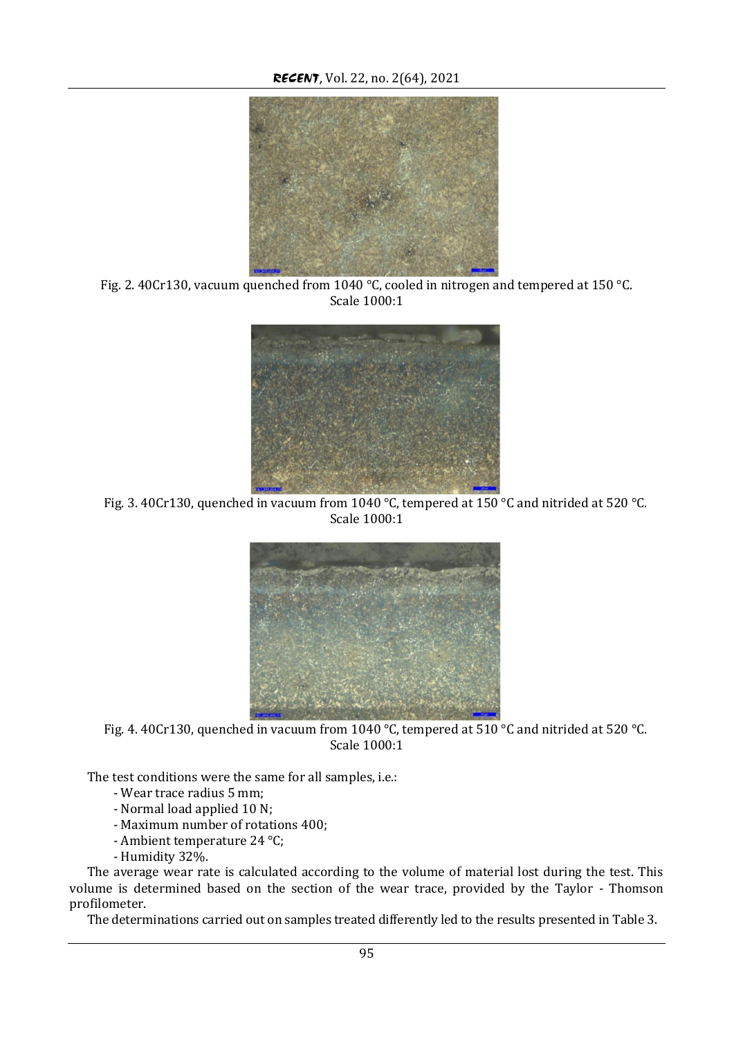Fig. 2. 40Cr130, vacuum quenched from 1040 °C, cooled in nitrogen and tempered at 150 °C. Scale 1000:1

Fig. 3. 40Cr130, quenched in vacuum from 1040 °C, tempered at 150 °C and nitrided at 520 °C. Scale 1000:1

Fig. 4. 40Cr130, quenched in vacuum from 1040 °C, tempered at 510 °C and nitrided at 520 °C. Scale 1000:1

The test conditions were the same for all samples, i.e.:

- Wear trace radius 5 mm;
- Normal load applied 10 N;
- Maximum number of rotations 400;
- Ambient temperature 24 °C;
- Humidity 32%.

The average wear rate is calculated according to the volume of material lost during the test. This volume is determined based on the section of the wear trace, provided by the Taylor - Thomson profilometer.

The determinations carried out on samples treated differently led to the results presented in Table 3.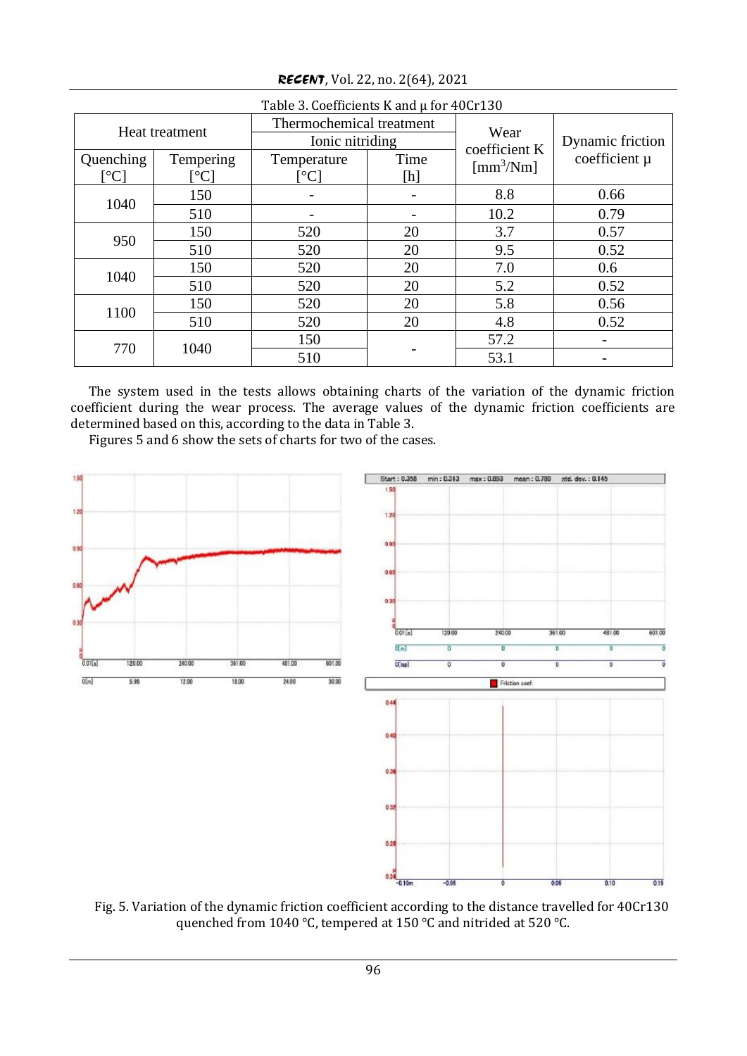Table 3. Coefficients K and μ for 40Cr130

| Heat treatment | | Thermochemical treatment | | Wear coefficient K [$mm^3$/Nm] | Dynamic friction coefficient μ |
|---|---|---|---|---|---|
| | | Ionic nitriding | | | |
| Quenching [°C] | Tempering [°C] | Temperature [°C] | Time [h] | | |
| 1040 | 150 | - | - | 8.8 | 0.66 |
| | 510 | - | - | 10.2 | 0.79 |
| 950 | 150 | 520 | 20 | 3.7 | 0.57 |
| | 510 | 520 | 20 | 9.5 | 0.52 |
| 1040 | 150 | 520 | 20 | 7.0 | 0.6 |
| | 510 | 520 | 20 | 5.2 | 0.52 |
| 1100 | 150 | 520 | 20 | 5.8 | 0.56 |
| | 510 | 520 | 20 | 4.8 | 0.52 |
| 770 | 1040 | 150 | - | 57.2 | - |
| | | 510 | | 53.1 | - |

The system used in the tests allows obtaining charts of the variation of the dynamic friction coefficient during the wear process. The average values of the dynamic friction coefficients are determined based on this, according to the data in Table 3.

Figures 5 and 6 show the sets of charts for two of the cases.

Fig. 5. Variation of the dynamic friction coefficient according to the distance travelled for 40Cr130 quenched from 1040 °C, tempered at 150 °C and nitrided at 520 °C.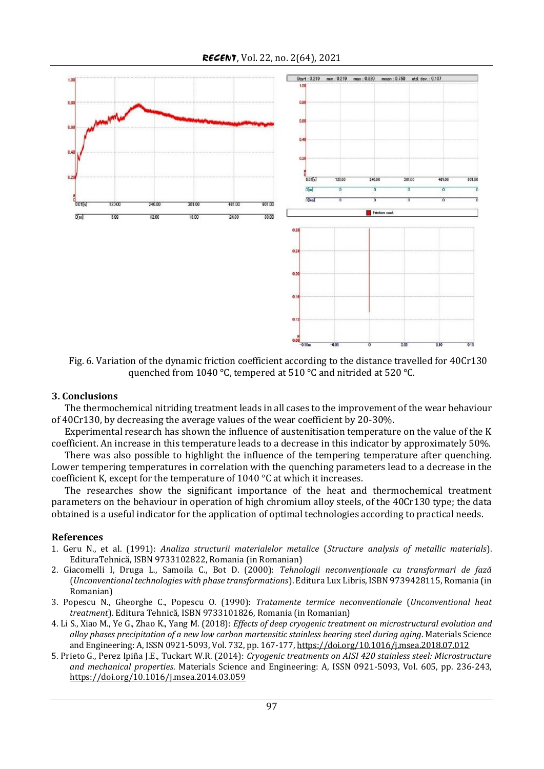1.00
0.80
0.60
0.40
0.20
0.01[s] 120.00 240.00 361.00 481.00 601.00
0[m] 6.00 12.00 18.00 24.00 30.00

Start : 0.219 min : 0.219 max : 0.830 mean : 0.750 std. dev. : 0.107
1.00
0.80
0.60
0.40
0.20
0.01[s] 120.00 240.00 361.00 481.00 601.00
0[m] 0 0 0 0 0
0[lap] 0 0 0 0 0
Friction coef.

0.28
0.24
0.20
0.16
0.12
0.08
-0.10m -0.05 0 0.05 0.10 0.15

Fig. 6. Variation of the dynamic friction coefficient according to the distance travelled for 40Cr130 quenched from 1040 °C, tempered at 510 °C and nitrided at 520 °C.

## 3. Conclusions

The thermochemical nitriding treatment leads in all cases to the improvement of the wear behaviour of 40Cr130, by decreasing the average values of the wear coefficient by 20-30%.

Experimental research has shown the influence of austenitisation temperature on the value of the K coefficient. An increase in this temperature leads to a decrease in this indicator by approximately 50%.

There was also possible to highlight the influence of the tempering temperature after quenching. Lower tempering temperatures in correlation with the quenching parameters lead to a decrease in the coefficient K, except for the temperature of 1040 °C at which it increases.

The researches show the significant importance of the heat and thermochemical treatment parameters on the behaviour in operation of high chromium alloy steels, of the 40Cr130 type; the data obtained is a useful indicator for the application of optimal technologies according to practical needs.

## References

1. Geru N., et al. (1991): *Analiza structurii materialelor metalice* (*Structure analysis of metallic materials*). EdituraTehnică, ISBN 9733102822, Romania (in Romanian)
2. Giacomelli I, Druga L., Samoila C., Bot D. (2000): *Tehnologii neconvenționale cu transformari de fază* (*Unconventional technologies with phase transformations*). Editura Lux Libris, ISBN 9739428115, Romania (in Romanian)
3. Popescu N., Gheorghe C., Popescu O. (1990): *Tratamente termice neconventionale* (*Unconventional heat treatment*). Editura Tehnică, ISBN 9733101826, Romania (in Romanian)
4. Li S., Xiao M., Ye G., Zhao K., Yang M. (2018): *Effects of deep cryogenic treatment on microstructural evolution and alloy phases precipitation of a new low carbon martensitic stainless bearing steel during aging*. Materials Science and Engineering: A, ISSN 0921-5093, Vol. 732, pp. 167-177, https://doi.org/10.1016/j.msea.2018.07.012
5. Prieto G., Perez Ipiña J.E., Tuckart W.R. (2014): *Cryogenic treatments on AISI 420 stainless steel: Microstructure and mechanical properties*. Materials Science and Engineering: A, ISSN 0921-5093, Vol. 605, pp. 236-243, https://doi.org/10.1016/j.msea.2014.03.059